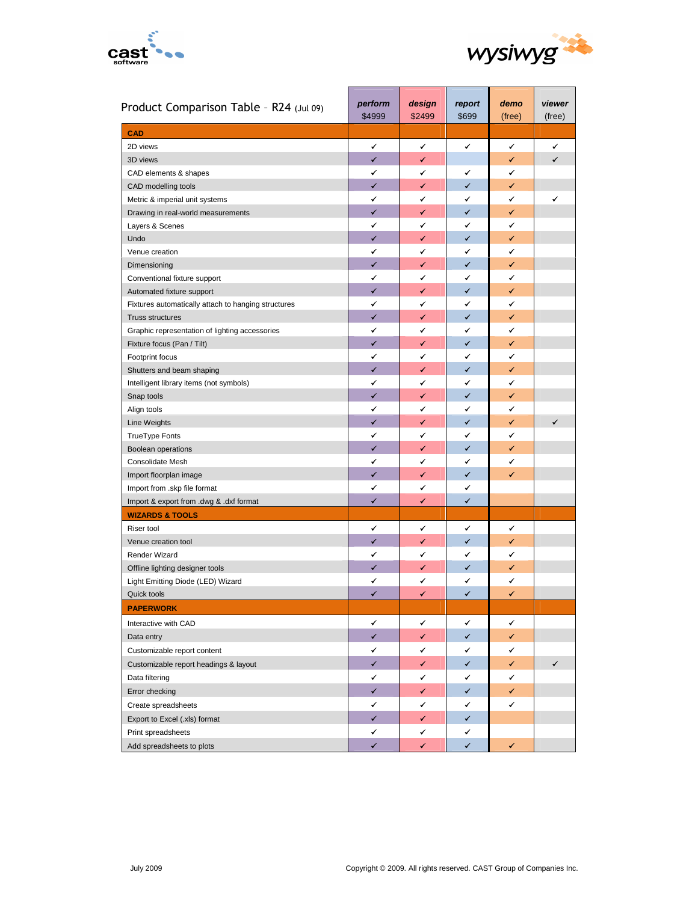| Product Comparison Table – R24 (Jul 09) | *perform* $4999 | *design* $2499 | *report* $699 | *demo* (free) | *viewer* (free) |
|---|---|---|---|---|---|
| **CAD** | | | | | |
| 2D views | ✓ | ✓ | ✓ | ✓ | ✓ |
| 3D views | ✓ | ✓ | | ✓ | ✓ |
| CAD elements & shapes | ✓ | ✓ | ✓ | ✓ | |
| CAD modelling tools | ✓ | ✓ | ✓ | ✓ | |
| Metric & imperial unit systems | ✓ | ✓ | ✓ | ✓ | ✓ |
| Drawing in real-world measurements | ✓ | ✓ | ✓ | ✓ | |
| Layers & Scenes | ✓ | ✓ | ✓ | ✓ | |
| Undo | ✓ | ✓ | ✓ | ✓ | |
| Venue creation | ✓ | ✓ | ✓ | ✓ | |
| Dimensioning | ✓ | ✓ | ✓ | ✓ | |
| Conventional fixture support | ✓ | ✓ | ✓ | ✓ | |
| Automated fixture support | ✓ | ✓ | ✓ | ✓ | |
| Fixtures automatically attach to hanging structures | ✓ | ✓ | ✓ | ✓ | |
| Truss structures | ✓ | ✓ | ✓ | ✓ | |
| Graphic representation of lighting accessories | ✓ | ✓ | ✓ | ✓ | |
| Fixture focus (Pan / Tilt) | ✓ | ✓ | ✓ | ✓ | |
| Footprint focus | ✓ | ✓ | ✓ | ✓ | |
| Shutters and beam shaping | ✓ | ✓ | ✓ | ✓ | |
| Intelligent library items (not symbols) | ✓ | ✓ | ✓ | ✓ | |
| Snap tools | ✓ | ✓ | ✓ | ✓ | |
| Align tools | ✓ | ✓ | ✓ | ✓ | |
| Line Weights | ✓ | ✓ | ✓ | ✓ | ✓ |
| TrueType Fonts | ✓ | ✓ | ✓ | ✓ | |
| Boolean operations | ✓ | ✓ | ✓ | ✓ | |
| Consolidate Mesh | ✓ | ✓ | ✓ | ✓ | |
| Import floorplan image | ✓ | ✓ | ✓ | ✓ | |
| Import from .skp file format | ✓ | ✓ | ✓ | | |
| Import & export from .dwg & .dxf format | ✓ | ✓ | ✓ | | |
| **WIZARDS & TOOLS** | | | | | |
| Riser tool | ✓ | ✓ | ✓ | ✓ | |
| Venue creation tool | ✓ | ✓ | ✓ | ✓ | |
| Render Wizard | ✓ | ✓ | ✓ | ✓ | |
| Offline lighting designer tools | ✓ | ✓ | ✓ | ✓ | |
| Light Emitting Diode (LED) Wizard | ✓ | ✓ | ✓ | ✓ | |
| Quick tools | ✓ | ✓ | ✓ | ✓ | |
| **PAPERWORK** | | | | | |
| Interactive with CAD | ✓ | ✓ | ✓ | ✓ | |
| Data entry | ✓ | ✓ | ✓ | ✓ | |
| Customizable report content | ✓ | ✓ | ✓ | ✓ | |
| Customizable report headings & layout | ✓ | ✓ | ✓ | ✓ | ✓ |
| Data filtering | ✓ | ✓ | ✓ | ✓ | |
| Error checking | ✓ | ✓ | ✓ | ✓ | |
| Create spreadsheets | ✓ | ✓ | ✓ | ✓ | |
| Export to Excel (.xls) format | ✓ | ✓ | ✓ | | |
| Print spreadsheets | ✓ | ✓ | ✓ | | |
| Add spreadsheets to plots | ✓ | ✓ | ✓ | ✓ | |

July 2009

Copyright © 2009. All rights reserved. CAST Group of Companies Inc.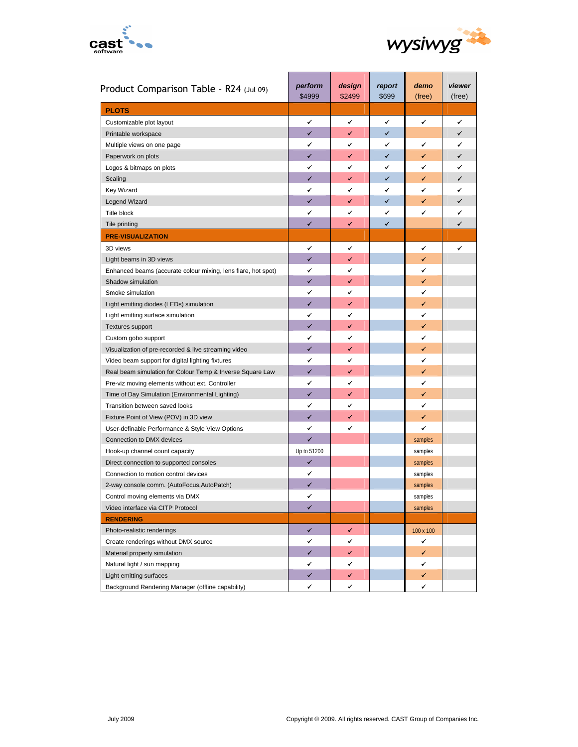cast software

wysiwyg

| Product Comparison Table – R24 (Jul 09) | *perform* $4999 | *design* $2499 | *report* $699 | *demo* (free) | *viewer* (free) |
|---|---|---|---|---|---|
| **PLOTS** | | | | | |
| Customizable plot layout | ✓ | ✓ | ✓ | ✓ | ✓ |
| Printable workspace | ✓ | ✓ | ✓ | | ✓ |
| Multiple views on one page | ✓ | ✓ | ✓ | ✓ | ✓ |
| Paperwork on plots | ✓ | ✓ | ✓ | ✓ | ✓ |
| Logos & bitmaps on plots | ✓ | ✓ | ✓ | ✓ | ✓ |
| Scaling | ✓ | ✓ | ✓ | ✓ | ✓ |
| Key Wizard | ✓ | ✓ | ✓ | ✓ | ✓ |
| Legend Wizard | ✓ | ✓ | ✓ | ✓ | ✓ |
| Title block | ✓ | ✓ | ✓ | ✓ | ✓ |
| Tile printing | ✓ | ✓ | ✓ | | ✓ |
| **PRE-VISUALIZATION** | | | | | |
| 3D views | ✓ | ✓ | | ✓ | ✓ |
| Light beams in 3D views | ✓ | ✓ | | ✓ | |
| Enhanced beams (accurate colour mixing, lens flare, hot spot) | ✓ | ✓ | | ✓ | |
| Shadow simulation | ✓ | ✓ | | ✓ | |
| Smoke simulation | ✓ | ✓ | | ✓ | |
| Light emitting diodes (LEDs) simulation | ✓ | ✓ | | ✓ | |
| Light emitting surface simulation | ✓ | ✓ | | ✓ | |
| Textures support | ✓ | ✓ | | ✓ | |
| Custom gobo support | ✓ | ✓ | | ✓ | |
| Visualization of pre-recorded & live streaming video | ✓ | ✓ | | ✓ | |
| Video beam support for digital lighting fixtures | ✓ | ✓ | | ✓ | |
| Real beam simulation for Colour Temp & Inverse Square Law | ✓ | ✓ | | ✓ | |
| Pre-viz moving elements without ext. Controller | ✓ | ✓ | | ✓ | |
| Time of Day Simulation (Environmental Lighting) | ✓ | ✓ | | ✓ | |
| Transition between saved looks | ✓ | ✓ | | ✓ | |
| Fixture Point of View (POV) in 3D view | ✓ | ✓ | | ✓ | |
| User-definable Performance & Style View Options | ✓ | ✓ | | ✓ | |
| Connection to DMX devices | ✓ | | | samples | |
| Hook-up channel count capacity | Up to 51200 | | | samples | |
| Direct connection to supported consoles | ✓ | | | samples | |
| Connection to motion control devices | ✓ | | | samples | |
| 2-way console comm. (AutoFocus,AutoPatch) | ✓ | | | samples | |
| Control moving elements via DMX | ✓ | | | samples | |
| Video interface via CITP Protocol | ✓ | | | samples | |
| **RENDERING** | | | | | |
| Photo-realistic renderings | ✓ | ✓ | | 100 x 100 | |
| Create renderings without DMX source | ✓ | ✓ | | ✓ | |
| Material property simulation | ✓ | ✓ | | ✓ | |
| Natural light / sun mapping | ✓ | ✓ | | ✓ | |
| Light emitting surfaces | ✓ | ✓ | | ✓ | |
| Background Rendering Manager (offline capability) | ✓ | ✓ | | ✓ | |

July 2009

Copyright © 2009. All rights reserved. CAST Group of Companies Inc.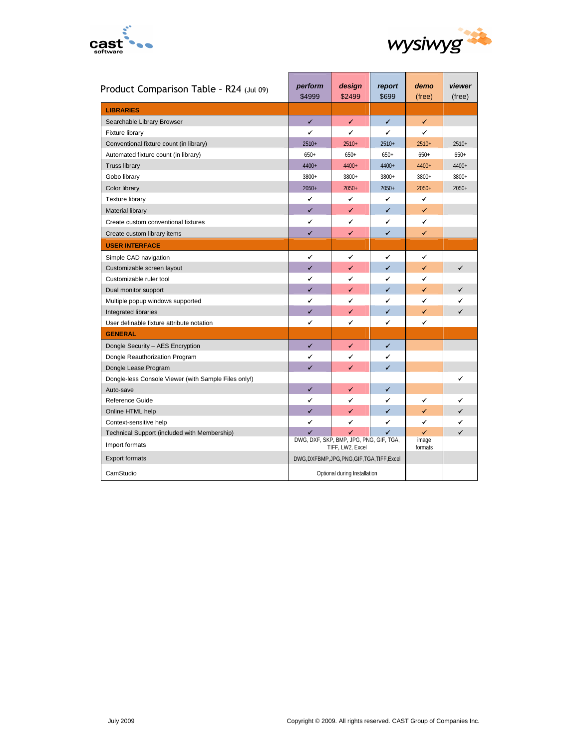## Product Comparison Table – R24 (Jul 09)

| | *perform* $4999 | *design* $2499 | *report* $699 | *demo* (free) | *viewer* (free) |
|---|---|---|---|---|---|
| **LIBRARIES** | | | | | |
| Searchable Library Browser | ✓ | ✓ | ✓ | ✓ | |
| Fixture library | ✓ | ✓ | ✓ | ✓ | |
| Conventional fixture count (in library) | 2510+ | 2510+ | 2510+ | 2510+ | 2510+ |
| Automated fixture count (in library) | 650+ | 650+ | 650+ | 650+ | 650+ |
| Truss library | 4400+ | 4400+ | 4400+ | 4400+ | 4400+ |
| Gobo library | 3800+ | 3800+ | 3800+ | 3800+ | 3800+ |
| Color library | 2050+ | 2050+ | 2050+ | 2050+ | 2050+ |
| Texture library | ✓ | ✓ | ✓ | ✓ | |
| Material library | ✓ | ✓ | ✓ | ✓ | |
| Create custom conventional fixtures | ✓ | ✓ | ✓ | ✓ | |
| Create custom library items | ✓ | ✓ | ✓ | ✓ | |
| **USER INTERFACE** | | | | | |
| Simple CAD navigation | ✓ | ✓ | ✓ | ✓ | |
| Customizable screen layout | ✓ | ✓ | ✓ | ✓ | ✓ |
| Customizable ruler tool | ✓ | ✓ | ✓ | ✓ | |
| Dual monitor support | ✓ | ✓ | ✓ | ✓ | ✓ |
| Multiple popup windows supported | ✓ | ✓ | ✓ | ✓ | ✓ |
| Integrated libraries | ✓ | ✓ | ✓ | ✓ | ✓ |
| User definable fixture attribute notation | ✓ | ✓ | ✓ | ✓ | |
| **GENERAL** | | | | | |
| Dongle Security – AES Encryption | ✓ | ✓ | ✓ | | |
| Dongle Reauthorization Program | ✓ | ✓ | ✓ | | |
| Dongle Lease Program | ✓ | ✓ | ✓ | | |
| Dongle-less Console Viewer (with Sample Files only!) | | | | | ✓ |
| Auto-save | ✓ | ✓ | ✓ | | |
| Reference Guide | ✓ | ✓ | ✓ | ✓ | ✓ |
| Online HTML help | ✓ | ✓ | ✓ | ✓ | ✓ |
| Context-sensitive help | ✓ | ✓ | ✓ | ✓ | ✓ |
| Technical Support (included with Membership) | ✓ | ✓ | ✓ | ✓ | ✓ |
| Import formats | DWG, DXF, SKP, BMP, JPG, PNG, GIF, TGA, TIFF, LW2, Excel | | | image formats | |
| Export formats | DWG,DXFBMP,JPG,PNG,GIF,TGA,TIFF,Excel | | | | |
| CamStudio | Optional during Installation | | | | |

July 2009

Copyright © 2009. All rights reserved. CAST Group of Companies Inc.